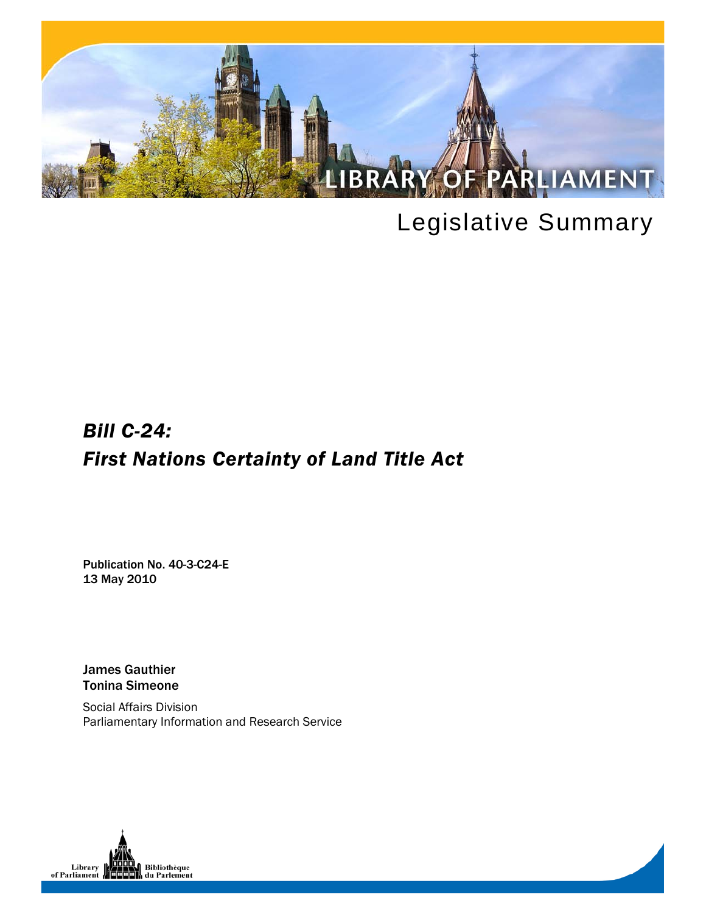LIBRARY OF PARLIAMENT

Legislative Summary

# *Bill C-24: First Nations Certainty of Land Title Act*

**Publication No. 40-3-C24-E**
**13 May 2010**

**James Gauthier**
**Tonina Simeone**

Social Affairs Division
Parliamentary Information and Research Service

Library of Parliament Bibliothèque du Parlement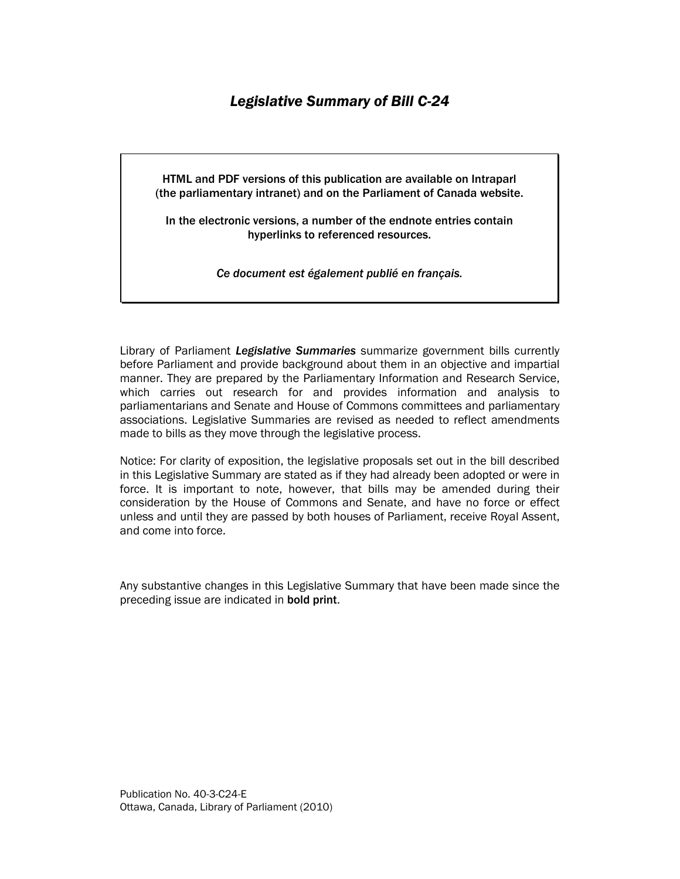# *Legislative Summary of Bill C-24*

HTML and PDF versions of this publication are available on Intraparl (the parliamentary intranet) and on the Parliament of Canada website.

In the electronic versions, a number of the endnote entries contain hyperlinks to referenced resources.

*Ce document est également publié en français.*

Library of Parliament ***Legislative Summaries*** summarize government bills currently before Parliament and provide background about them in an objective and impartial manner. They are prepared by the Parliamentary Information and Research Service, which carries out research for and provides information and analysis to parliamentarians and Senate and House of Commons committees and parliamentary associations. Legislative Summaries are revised as needed to reflect amendments made to bills as they move through the legislative process.

Notice: For clarity of exposition, the legislative proposals set out in the bill described in this Legislative Summary are stated as if they had already been adopted or were in force. It is important to note, however, that bills may be amended during their consideration by the House of Commons and Senate, and have no force or effect unless and until they are passed by both houses of Parliament, receive Royal Assent, and come into force.

Any substantive changes in this Legislative Summary that have been made since the preceding issue are indicated in **bold print**.

Publication No. 40-3-C24-E
Ottawa, Canada, Library of Parliament (2010)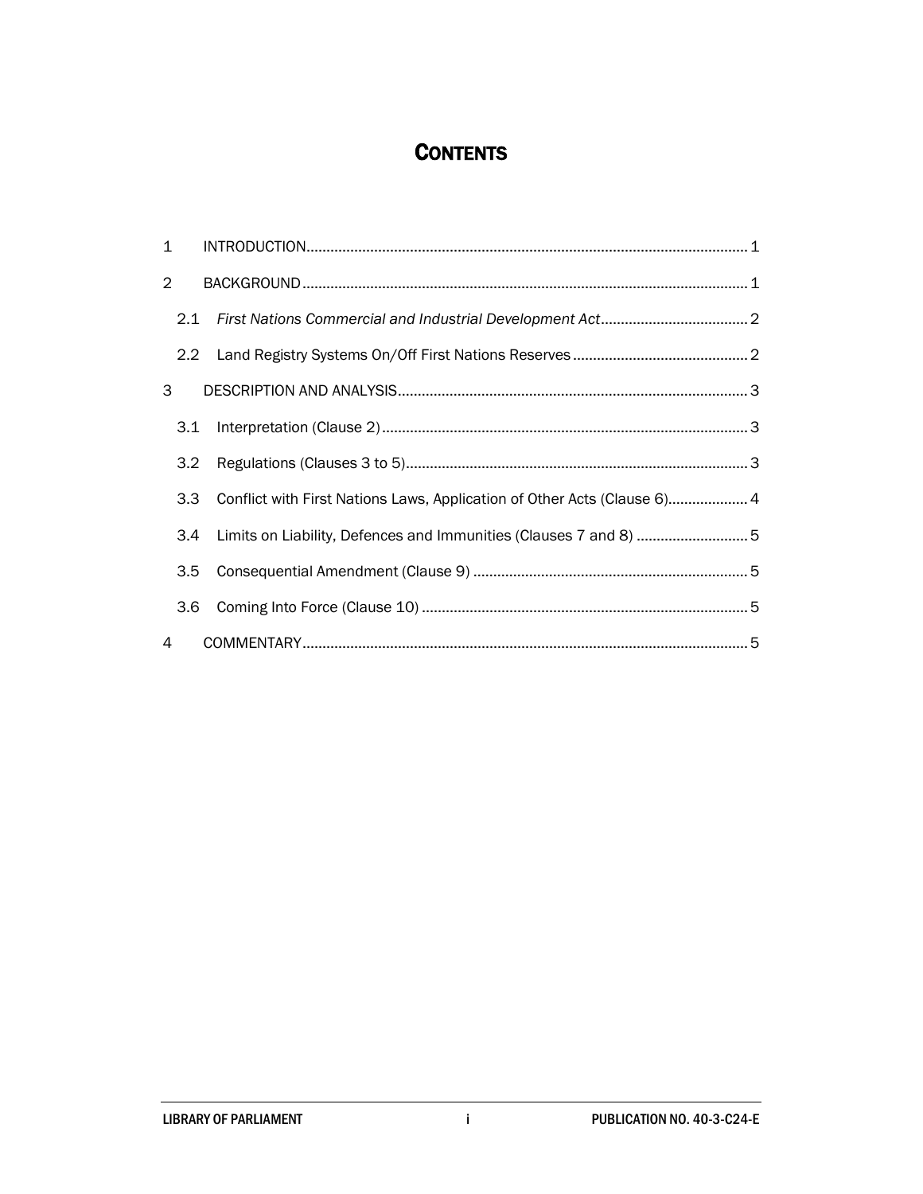# CONTENTS

1 INTRODUCTION .......... 1

2 BACKGROUND .......... 1

2.1 *First Nations Commercial and Industrial Development Act* .......... 2

2.2 Land Registry Systems On/Off First Nations Reserves .......... 2

3 DESCRIPTION AND ANALYSIS .......... 3

3.1 Interpretation (Clause 2) .......... 3

3.2 Regulations (Clauses 3 to 5) .......... 3

3.3 Conflict with First Nations Laws, Application of Other Acts (Clause 6) .......... 4

3.4 Limits on Liability, Defences and Immunities (Clauses 7 and 8) .......... 5

3.5 Consequential Amendment (Clause 9) .......... 5

3.6 Coming Into Force (Clause 10) .......... 5

4 COMMENTARY .......... 5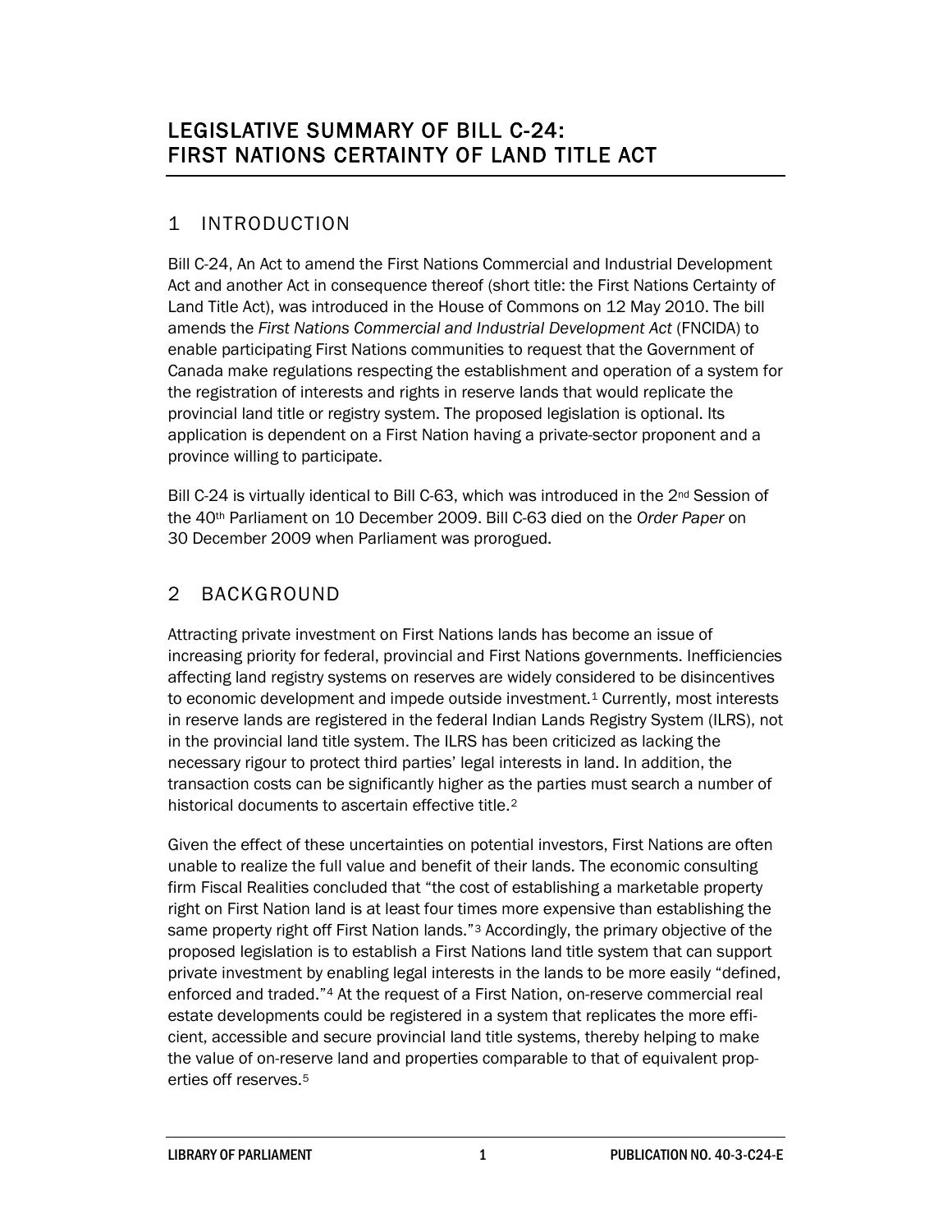# LEGISLATIVE SUMMARY OF BILL C-24: FIRST NATIONS CERTAINTY OF LAND TITLE ACT

## 1 INTRODUCTION

Bill C-24, An Act to amend the First Nations Commercial and Industrial Development Act and another Act in consequence thereof (short title: the First Nations Certainty of Land Title Act), was introduced in the House of Commons on 12 May 2010. The bill amends the *First Nations Commercial and Industrial Development Act* (FNCIDA) to enable participating First Nations communities to request that the Government of Canada make regulations respecting the establishment and operation of a system for the registration of interests and rights in reserve lands that would replicate the provincial land title or registry system. The proposed legislation is optional. Its application is dependent on a First Nation having a private-sector proponent and a province willing to participate.

Bill C-24 is virtually identical to Bill C-63, which was introduced in the 2nd Session of the 40th Parliament on 10 December 2009. Bill C-63 died on the *Order Paper* on 30 December 2009 when Parliament was prorogued.

## 2 BACKGROUND

Attracting private investment on First Nations lands has become an issue of increasing priority for federal, provincial and First Nations governments. Inefficiencies affecting land registry systems on reserves are widely considered to be disincentives to economic development and impede outside investment.[1] Currently, most interests in reserve lands are registered in the federal Indian Lands Registry System (ILRS), not in the provincial land title system. The ILRS has been criticized as lacking the necessary rigour to protect third parties' legal interests in land. In addition, the transaction costs can be significantly higher as the parties must search a number of historical documents to ascertain effective title.[2]

Given the effect of these uncertainties on potential investors, First Nations are often unable to realize the full value and benefit of their lands. The economic consulting firm Fiscal Realities concluded that "the cost of establishing a marketable property right on First Nation land is at least four times more expensive than establishing the same property right off First Nation lands."[3] Accordingly, the primary objective of the proposed legislation is to establish a First Nations land title system that can support private investment by enabling legal interests in the lands to be more easily "defined, enforced and traded."[4] At the request of a First Nation, on-reserve commercial real estate developments could be registered in a system that replicates the more efficient, accessible and secure provincial land title systems, thereby helping to make the value of on-reserve land and properties comparable to that of equivalent properties off reserves.[5]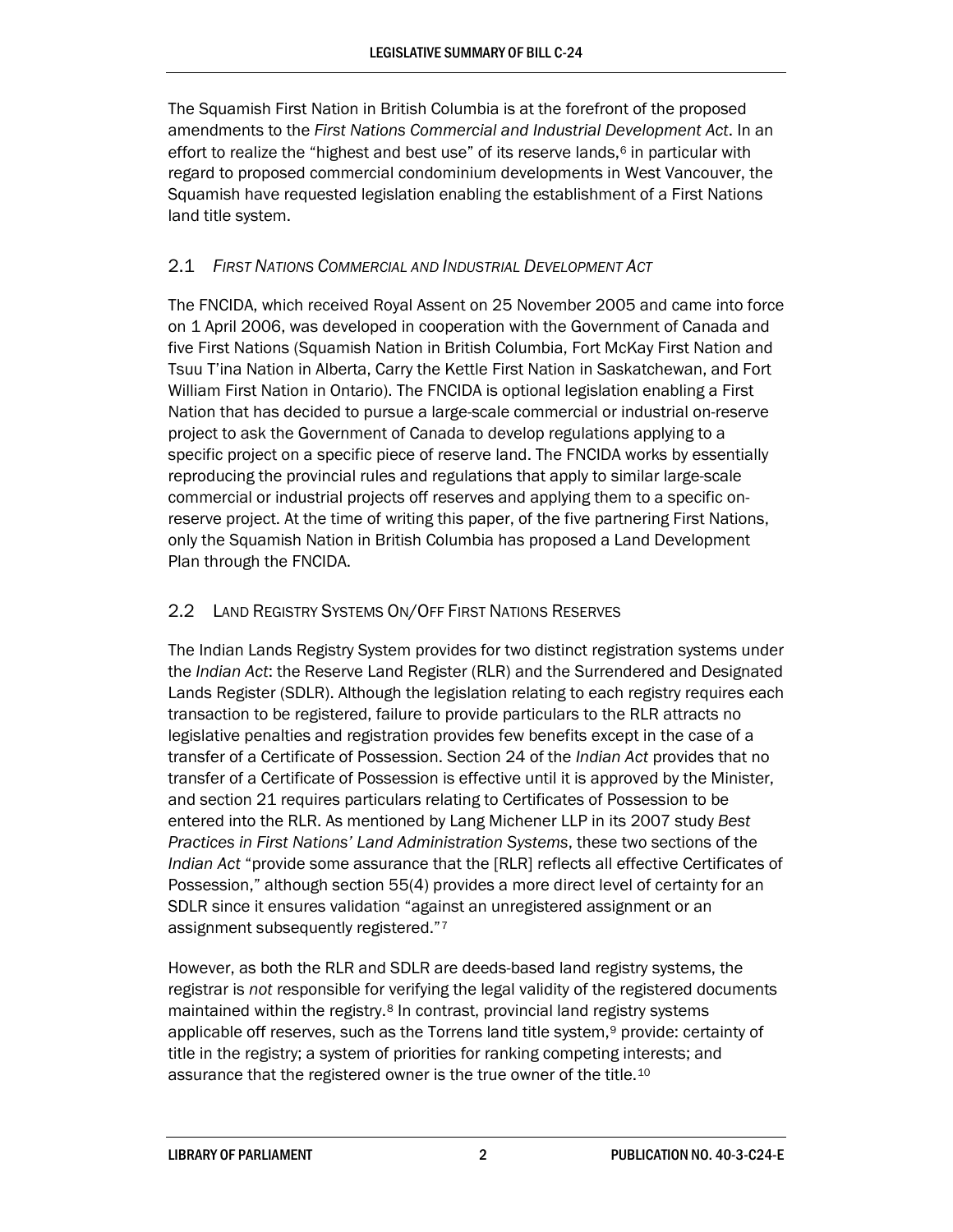The Squamish First Nation in British Columbia is at the forefront of the proposed amendments to the *First Nations Commercial and Industrial Development Act*. In an effort to realize the "highest and best use" of its reserve lands,[6] in particular with regard to proposed commercial condominium developments in West Vancouver, the Squamish have requested legislation enabling the establishment of a First Nations land title system.

## 2.1 *First Nations Commercial and Industrial Development Act*

The FNCIDA, which received Royal Assent on 25 November 2005 and came into force on 1 April 2006, was developed in cooperation with the Government of Canada and five First Nations (Squamish Nation in British Columbia, Fort McKay First Nation and Tsuu T'ina Nation in Alberta, Carry the Kettle First Nation in Saskatchewan, and Fort William First Nation in Ontario). The FNCIDA is optional legislation enabling a First Nation that has decided to pursue a large-scale commercial or industrial on-reserve project to ask the Government of Canada to develop regulations applying to a specific project on a specific piece of reserve land. The FNCIDA works by essentially reproducing the provincial rules and regulations that apply to similar large-scale commercial or industrial projects off reserves and applying them to a specific on-reserve project. At the time of writing this paper, of the five partnering First Nations, only the Squamish Nation in British Columbia has proposed a Land Development Plan through the FNCIDA.

## 2.2 Land Registry Systems On/Off First Nations Reserves

The Indian Lands Registry System provides for two distinct registration systems under the *Indian Act*: the Reserve Land Register (RLR) and the Surrendered and Designated Lands Register (SDLR). Although the legislation relating to each registry requires each transaction to be registered, failure to provide particulars to the RLR attracts no legislative penalties and registration provides few benefits except in the case of a transfer of a Certificate of Possession. Section 24 of the *Indian Act* provides that no transfer of a Certificate of Possession is effective until it is approved by the Minister, and section 21 requires particulars relating to Certificates of Possession to be entered into the RLR. As mentioned by Lang Michener LLP in its 2007 study *Best Practices in First Nations' Land Administration Systems*, these two sections of the *Indian Act* "provide some assurance that the [RLR] reflects all effective Certificates of Possession," although section 55(4) provides a more direct level of certainty for an SDLR since it ensures validation "against an unregistered assignment or an assignment subsequently registered."[7]

However, as both the RLR and SDLR are deeds-based land registry systems, the registrar is *not* responsible for verifying the legal validity of the registered documents maintained within the registry.[8] In contrast, provincial land registry systems applicable off reserves, such as the Torrens land title system,[9] provide: certainty of title in the registry; a system of priorities for ranking competing interests; and assurance that the registered owner is the true owner of the title.[10]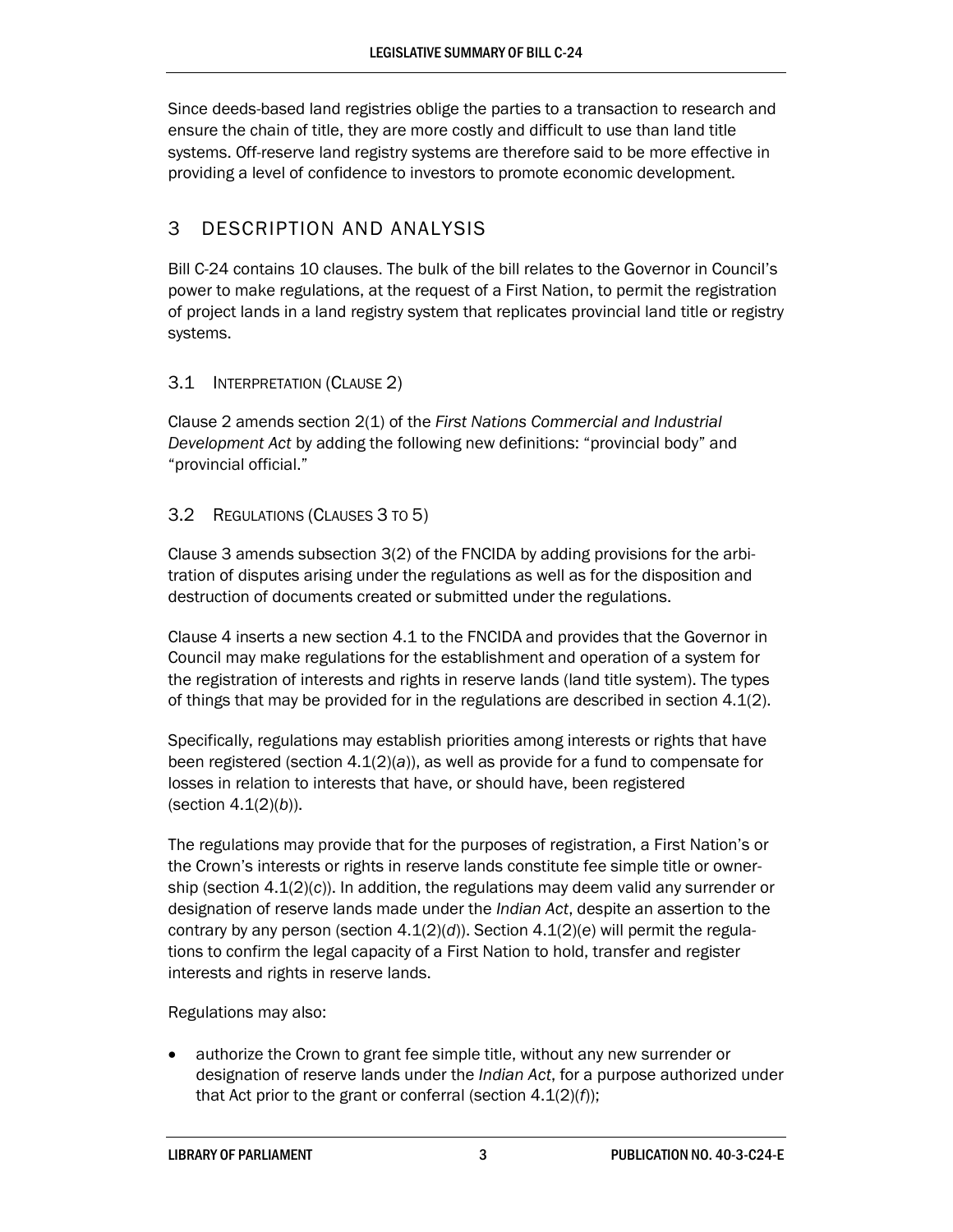Since deeds-based land registries oblige the parties to a transaction to research and ensure the chain of title, they are more costly and difficult to use than land title systems. Off-reserve land registry systems are therefore said to be more effective in providing a level of confidence to investors to promote economic development.

## 3 DESCRIPTION AND ANALYSIS

Bill C-24 contains 10 clauses. The bulk of the bill relates to the Governor in Council's power to make regulations, at the request of a First Nation, to permit the registration of project lands in a land registry system that replicates provincial land title or registry systems.

### 3.1 INTERPRETATION (CLAUSE 2)

Clause 2 amends section 2(1) of the *First Nations Commercial and Industrial Development Act* by adding the following new definitions: "provincial body" and "provincial official."

### 3.2 REGULATIONS (CLAUSES 3 TO 5)

Clause 3 amends subsection 3(2) of the FNCIDA by adding provisions for the arbitration of disputes arising under the regulations as well as for the disposition and destruction of documents created or submitted under the regulations.

Clause 4 inserts a new section 4.1 to the FNCIDA and provides that the Governor in Council may make regulations for the establishment and operation of a system for the registration of interests and rights in reserve lands (land title system). The types of things that may be provided for in the regulations are described in section 4.1(2).

Specifically, regulations may establish priorities among interests or rights that have been registered (section 4.1(2)(*a*)), as well as provide for a fund to compensate for losses in relation to interests that have, or should have, been registered (section 4.1(2)(*b*)).

The regulations may provide that for the purposes of registration, a First Nation's or the Crown's interests or rights in reserve lands constitute fee simple title or ownership (section 4.1(2)(*c*)). In addition, the regulations may deem valid any surrender or designation of reserve lands made under the *Indian Act*, despite an assertion to the contrary by any person (section 4.1(2)(*d*)). Section 4.1(2)(*e*) will permit the regulations to confirm the legal capacity of a First Nation to hold, transfer and register interests and rights in reserve lands.

Regulations may also:

- authorize the Crown to grant fee simple title, without any new surrender or designation of reserve lands under the *Indian Act*, for a purpose authorized under that Act prior to the grant or conferral (section 4.1(2)(*f*));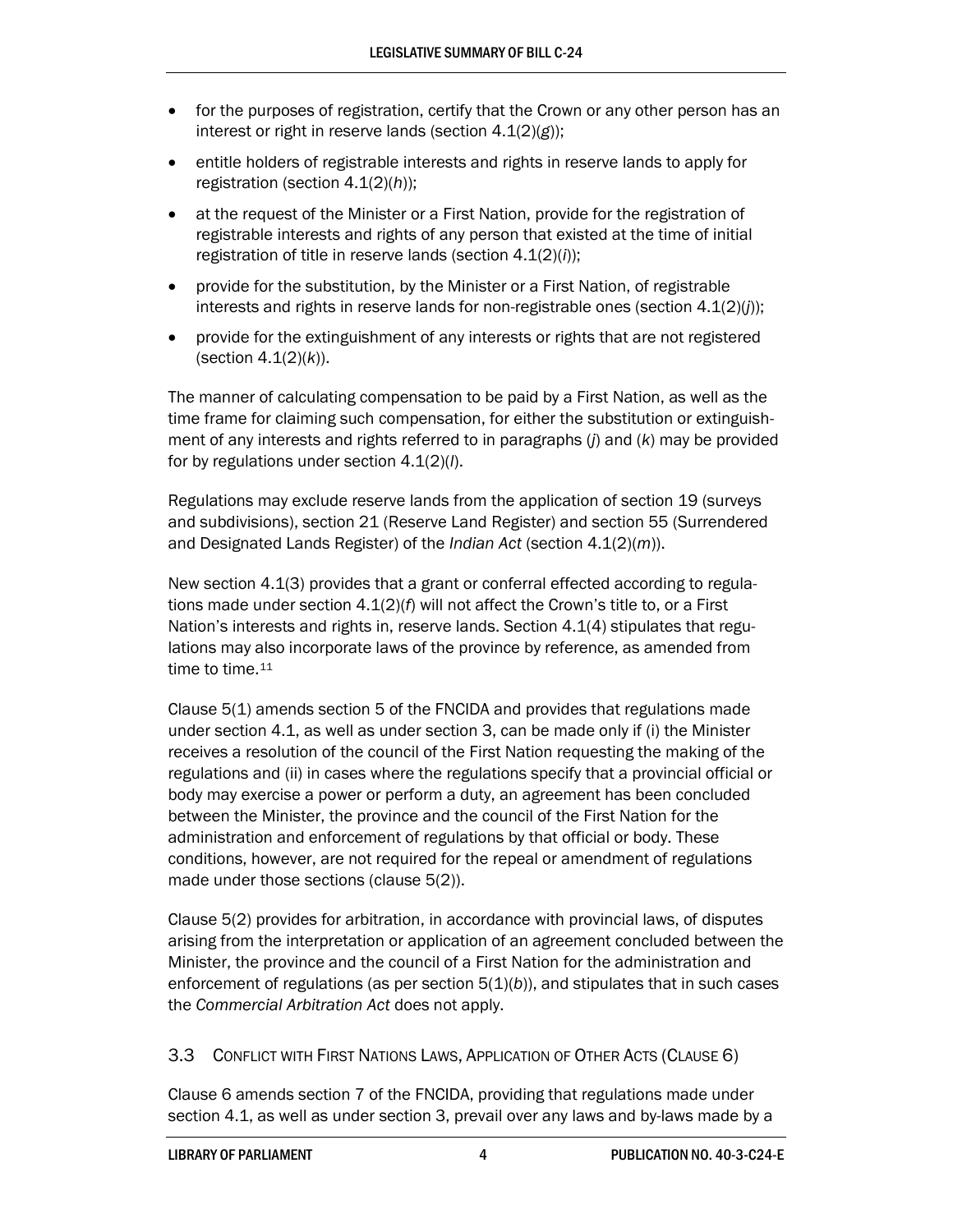- for the purposes of registration, certify that the Crown or any other person has an interest or right in reserve lands (section 4.1(2)(*g*));
- entitle holders of registrable interests and rights in reserve lands to apply for registration (section 4.1(2)(*h*));
- at the request of the Minister or a First Nation, provide for the registration of registrable interests and rights of any person that existed at the time of initial registration of title in reserve lands (section 4.1(2)(*i*));
- provide for the substitution, by the Minister or a First Nation, of registrable interests and rights in reserve lands for non-registrable ones (section 4.1(2)(*j*));
- provide for the extinguishment of any interests or rights that are not registered (section 4.1(2)(*k*)).

The manner of calculating compensation to be paid by a First Nation, as well as the time frame for claiming such compensation, for either the substitution or extinguishment of any interests and rights referred to in paragraphs (*j*) and (*k*) may be provided for by regulations under section 4.1(2)(*l*).

Regulations may exclude reserve lands from the application of section 19 (surveys and subdivisions), section 21 (Reserve Land Register) and section 55 (Surrendered and Designated Lands Register) of the *Indian Act* (section 4.1(2)(*m*)).

New section 4.1(3) provides that a grant or conferral effected according to regulations made under section 4.1(2)(*f*) will not affect the Crown's title to, or a First Nation's interests and rights in, reserve lands. Section 4.1(4) stipulates that regulations may also incorporate laws of the province by reference, as amended from time to time.[11]

Clause 5(1) amends section 5 of the FNCIDA and provides that regulations made under section 4.1, as well as under section 3, can be made only if (i) the Minister receives a resolution of the council of the First Nation requesting the making of the regulations and (ii) in cases where the regulations specify that a provincial official or body may exercise a power or perform a duty, an agreement has been concluded between the Minister, the province and the council of the First Nation for the administration and enforcement of regulations by that official or body. These conditions, however, are not required for the repeal or amendment of regulations made under those sections (clause 5(2)).

Clause 5(2) provides for arbitration, in accordance with provincial laws, of disputes arising from the interpretation or application of an agreement concluded between the Minister, the province and the council of a First Nation for the administration and enforcement of regulations (as per section 5(1)(*b*)), and stipulates that in such cases the *Commercial Arbitration Act* does not apply.

### 3.3 Conflict with First Nations Laws, Application of Other Acts (Clause 6)

Clause 6 amends section 7 of the FNCIDA, providing that regulations made under section 4.1, as well as under section 3, prevail over any laws and by-laws made by a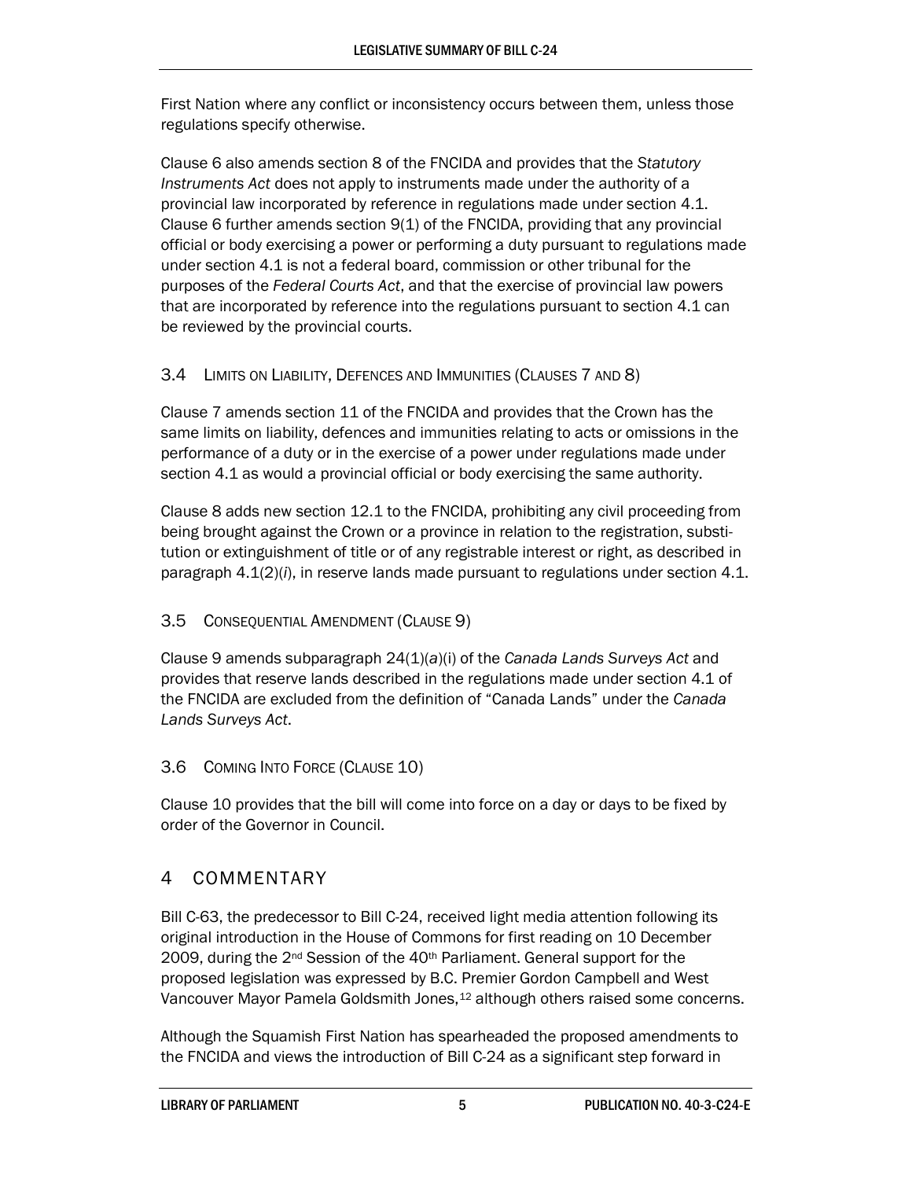First Nation where any conflict or inconsistency occurs between them, unless those regulations specify otherwise.

Clause 6 also amends section 8 of the FNCIDA and provides that the *Statutory Instruments Act* does not apply to instruments made under the authority of a provincial law incorporated by reference in regulations made under section 4.1. Clause 6 further amends section 9(1) of the FNCIDA, providing that any provincial official or body exercising a power or performing a duty pursuant to regulations made under section 4.1 is not a federal board, commission or other tribunal for the purposes of the *Federal Courts Act*, and that the exercise of provincial law powers that are incorporated by reference into the regulations pursuant to section 4.1 can be reviewed by the provincial courts.

### 3.4 Limits on Liability, Defences and Immunities (Clauses 7 and 8)

Clause 7 amends section 11 of the FNCIDA and provides that the Crown has the same limits on liability, defences and immunities relating to acts or omissions in the performance of a duty or in the exercise of a power under regulations made under section 4.1 as would a provincial official or body exercising the same authority.

Clause 8 adds new section 12.1 to the FNCIDA, prohibiting any civil proceeding from being brought against the Crown or a province in relation to the registration, substitution or extinguishment of title or of any registrable interest or right, as described in paragraph 4.1(2)(*i*), in reserve lands made pursuant to regulations under section 4.1.

### 3.5 Consequential Amendment (Clause 9)

Clause 9 amends subparagraph 24(1)(*a*)(i) of the *Canada Lands Surveys Act* and provides that reserve lands described in the regulations made under section 4.1 of the FNCIDA are excluded from the definition of "Canada Lands" under the *Canada Lands Surveys Act*.

### 3.6 Coming into Force (Clause 10)

Clause 10 provides that the bill will come into force on a day or days to be fixed by order of the Governor in Council.

## 4 COMMENTARY

Bill C-63, the predecessor to Bill C-24, received light media attention following its original introduction in the House of Commons for first reading on 10 December 2009, during the 2nd Session of the 40th Parliament. General support for the proposed legislation was expressed by B.C. Premier Gordon Campbell and West Vancouver Mayor Pamela Goldsmith Jones,[12] although others raised some concerns.

Although the Squamish First Nation has spearheaded the proposed amendments to the FNCIDA and views the introduction of Bill C-24 as a significant step forward in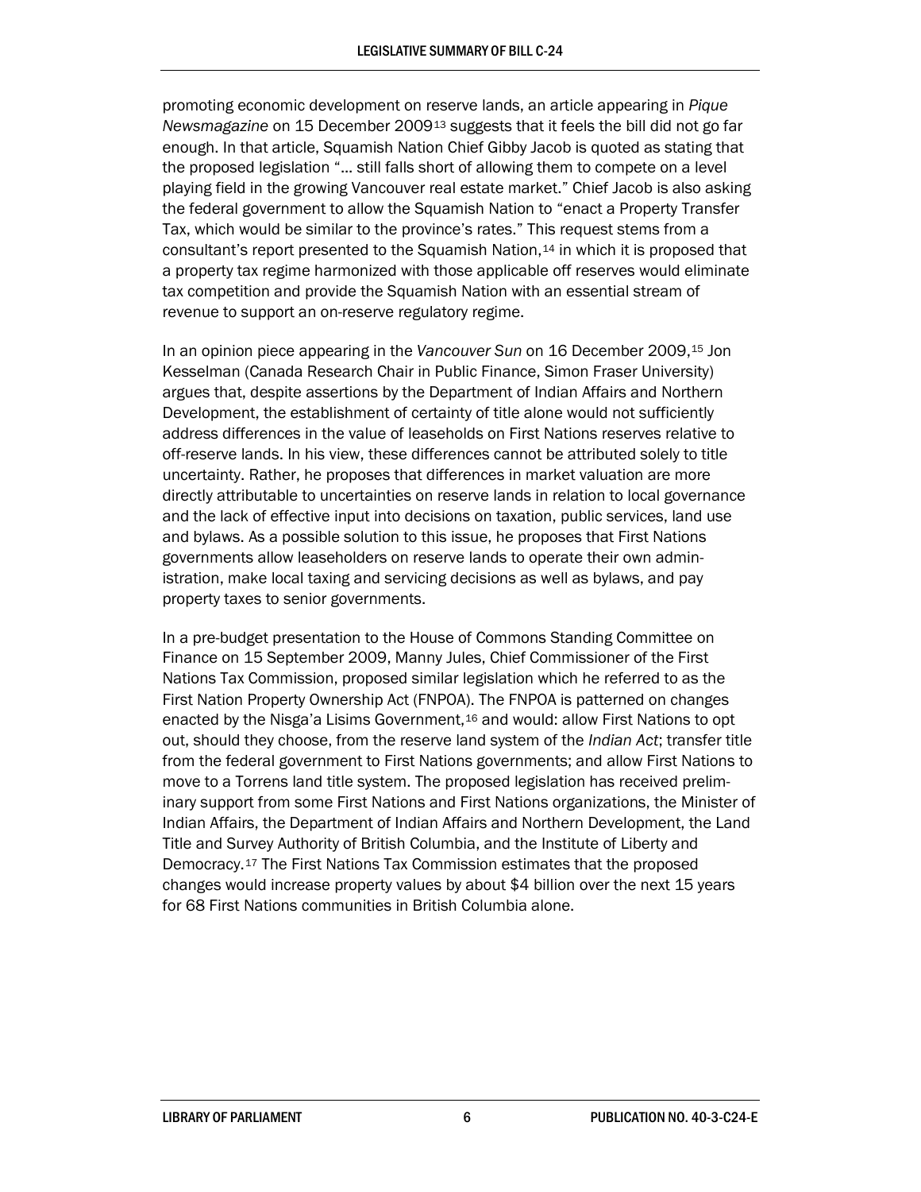promoting economic development on reserve lands, an article appearing in *Pique Newsmagazine* on 15 December 2009[13] suggests that it feels the bill did not go far enough. In that article, Squamish Nation Chief Gibby Jacob is quoted as stating that the proposed legislation "… still falls short of allowing them to compete on a level playing field in the growing Vancouver real estate market." Chief Jacob is also asking the federal government to allow the Squamish Nation to "enact a Property Transfer Tax, which would be similar to the province's rates." This request stems from a consultant's report presented to the Squamish Nation,[14] in which it is proposed that a property tax regime harmonized with those applicable off reserves would eliminate tax competition and provide the Squamish Nation with an essential stream of revenue to support an on-reserve regulatory regime.

In an opinion piece appearing in the *Vancouver Sun* on 16 December 2009,[15] Jon Kesselman (Canada Research Chair in Public Finance, Simon Fraser University) argues that, despite assertions by the Department of Indian Affairs and Northern Development, the establishment of certainty of title alone would not sufficiently address differences in the value of leaseholds on First Nations reserves relative to off-reserve lands. In his view, these differences cannot be attributed solely to title uncertainty. Rather, he proposes that differences in market valuation are more directly attributable to uncertainties on reserve lands in relation to local governance and the lack of effective input into decisions on taxation, public services, land use and bylaws. As a possible solution to this issue, he proposes that First Nations governments allow leaseholders on reserve lands to operate their own administration, make local taxing and servicing decisions as well as bylaws, and pay property taxes to senior governments.

In a pre-budget presentation to the House of Commons Standing Committee on Finance on 15 September 2009, Manny Jules, Chief Commissioner of the First Nations Tax Commission, proposed similar legislation which he referred to as the First Nation Property Ownership Act (FNPOA). The FNPOA is patterned on changes enacted by the Nisga'a Lisims Government,[16] and would: allow First Nations to opt out, should they choose, from the reserve land system of the *Indian Act*; transfer title from the federal government to First Nations governments; and allow First Nations to move to a Torrens land title system. The proposed legislation has received preliminary support from some First Nations and First Nations organizations, the Minister of Indian Affairs, the Department of Indian Affairs and Northern Development, the Land Title and Survey Authority of British Columbia, and the Institute of Liberty and Democracy.[17] The First Nations Tax Commission estimates that the proposed changes would increase property values by about $4 billion over the next 15 years for 68 First Nations communities in British Columbia alone.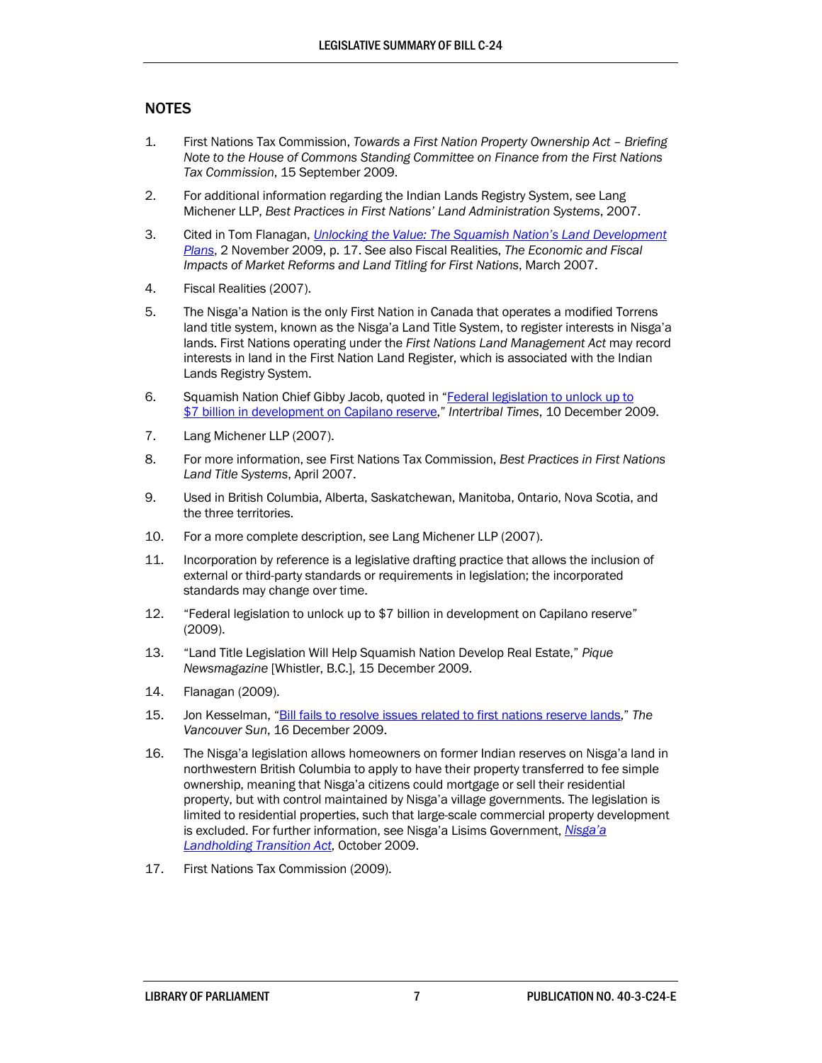## NOTES

1. First Nations Tax Commission, *Towards a First Nation Property Ownership Act – Briefing Note to the House of Commons Standing Committee on Finance from the First Nations Tax Commission*, 15 September 2009.
2. For additional information regarding the Indian Lands Registry System, see Lang Michener LLP, *Best Practices in First Nations' Land Administration Systems*, 2007.
3. Cited in Tom Flanagan, *Unlocking the Value: The Squamish Nation's Land Development Plans*, 2 November 2009, p. 17. See also Fiscal Realities, *The Economic and Fiscal Impacts of Market Reforms and Land Titling for First Nations*, March 2007.
4. Fiscal Realities (2007).
5. The Nisga'a Nation is the only First Nation in Canada that operates a modified Torrens land title system, known as the Nisga'a Land Title System, to register interests in Nisga'a lands. First Nations operating under the *First Nations Land Management Act* may record interests in land in the First Nation Land Register, which is associated with the Indian Lands Registry System.
6. Squamish Nation Chief Gibby Jacob, quoted in "Federal legislation to unlock up to $7 billion in development on Capilano reserve," *Intertribal Times*, 10 December 2009.
7. Lang Michener LLP (2007).
8. For more information, see First Nations Tax Commission, *Best Practices in First Nations Land Title Systems*, April 2007.
9. Used in British Columbia, Alberta, Saskatchewan, Manitoba, Ontario, Nova Scotia, and the three territories.
10. For a more complete description, see Lang Michener LLP (2007).
11. Incorporation by reference is a legislative drafting practice that allows the inclusion of external or third-party standards or requirements in legislation; the incorporated standards may change over time.
12. "Federal legislation to unlock up to $7 billion in development on Capilano reserve" (2009).
13. "Land Title Legislation Will Help Squamish Nation Develop Real Estate," *Pique Newsmagazine* [Whistler, B.C.], 15 December 2009.
14. Flanagan (2009).
15. Jon Kesselman, "Bill fails to resolve issues related to first nations reserve lands," *The Vancouver Sun*, 16 December 2009.
16. The Nisga'a legislation allows homeowners on former Indian reserves on Nisga'a land in northwestern British Columbia to apply to have their property transferred to fee simple ownership, meaning that Nisga'a citizens could mortgage or sell their residential property, but with control maintained by Nisga'a village governments. The legislation is limited to residential properties, such that large-scale commercial property development is excluded. For further information, see Nisga'a Lisims Government, *Nisga'a Landholding Transition Act*, October 2009.
17. First Nations Tax Commission (2009).